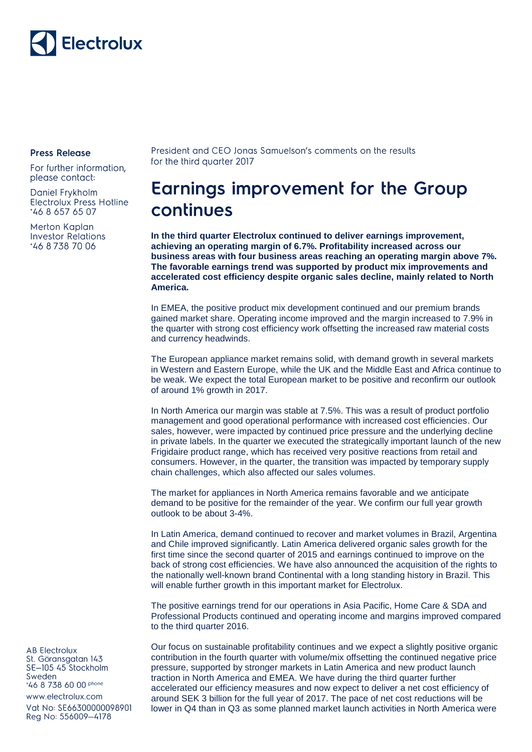Electrolux

**Press Release**

For further information, please contact:

Daniel Frykholm
Electrolux Press Hotline
+46 8 657 65 07

Merton Kaplan
Investor Relations
+46 8 738 70 06

President and CEO Jonas Samuelson's comments on the results for the third quarter 2017

# Earnings improvement for the Group continues

**In the third quarter Electrolux continued to deliver earnings improvement, achieving an operating margin of 6.7%. Profitability increased across our business areas with four business areas reaching an operating margin above 7%. The favorable earnings trend was supported by product mix improvements and accelerated cost efficiency despite organic sales decline, mainly related to North America.**

In EMEA, the positive product mix development continued and our premium brands gained market share. Operating income improved and the margin increased to 7.9% in the quarter with strong cost efficiency work offsetting the increased raw material costs and currency headwinds.

The European appliance market remains solid, with demand growth in several markets in Western and Eastern Europe, while the UK and the Middle East and Africa continue to be weak. We expect the total European market to be positive and reconfirm our outlook of around 1% growth in 2017.

In North America our margin was stable at 7.5%. This was a result of product portfolio management and good operational performance with increased cost efficiencies. Our sales, however, were impacted by continued price pressure and the underlying decline in private labels. In the quarter we executed the strategically important launch of the new Frigidaire product range, which has received very positive reactions from retail and consumers. However, in the quarter, the transition was impacted by temporary supply chain challenges, which also affected our sales volumes.

The market for appliances in North America remains favorable and we anticipate demand to be positive for the remainder of the year. We confirm our full year growth outlook to be about 3-4%.

In Latin America, demand continued to recover and market volumes in Brazil, Argentina and Chile improved significantly. Latin America delivered organic sales growth for the first time since the second quarter of 2015 and earnings continued to improve on the back of strong cost efficiencies. We have also announced the acquisition of the rights to the nationally well-known brand Continental with a long standing history in Brazil. This will enable further growth in this important market for Electrolux.

The positive earnings trend for our operations in Asia Pacific, Home Care & SDA and Professional Products continued and operating income and margins improved compared to the third quarter 2016.

Our focus on sustainable profitability continues and we expect a slightly positive organic contribution in the fourth quarter with volume/mix offsetting the continued negative price pressure, supported by stronger markets in Latin America and new product launch traction in North America and EMEA. We have during the third quarter further accelerated our efficiency measures and now expect to deliver a net cost efficiency of around SEK 3 billion for the full year of 2017. The pace of net cost reductions will be lower in Q4 than in Q3 as some planned market launch activities in North America were

AB Electrolux
St. Göransgatan 143
SE–105 45 Stockholm
Sweden
+46 8 738 60 00 phone

www.electrolux.com

Vat No: SE663000000098901
Reg No: 556009–4178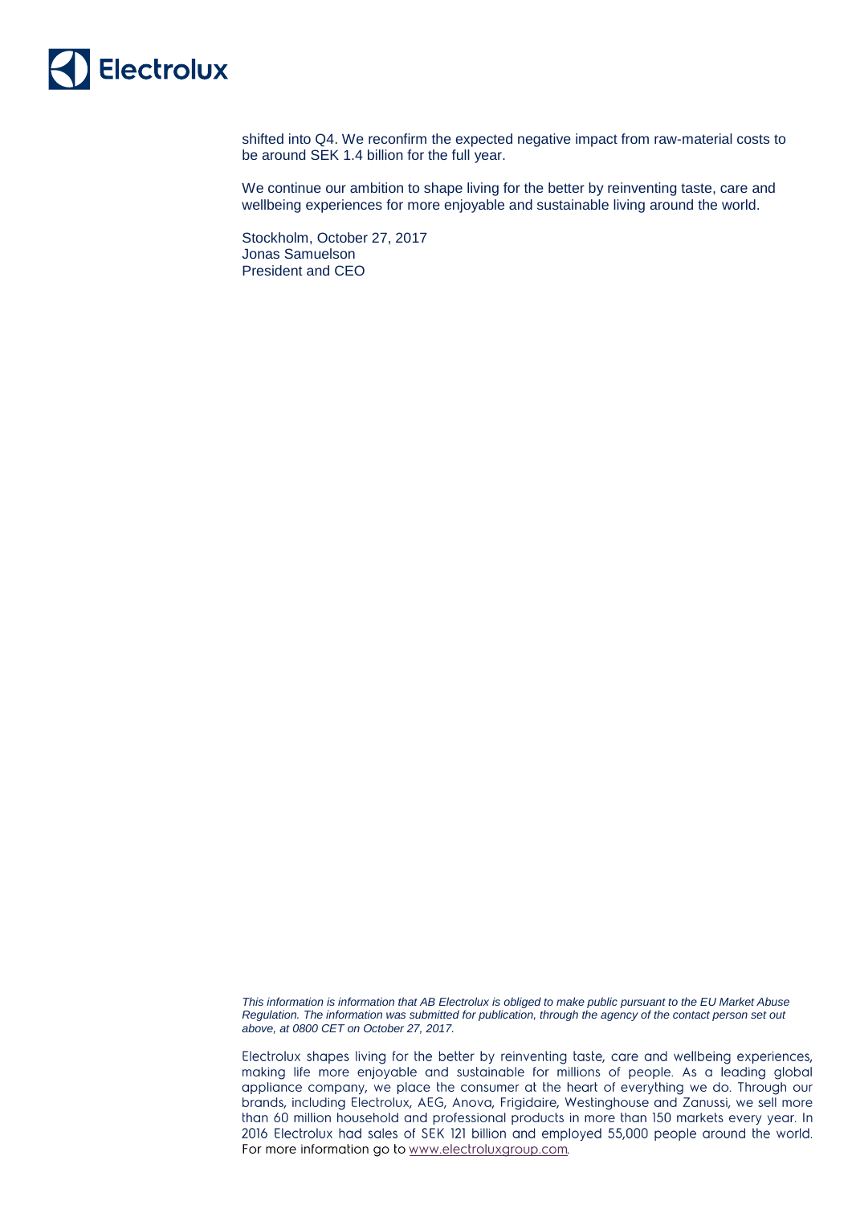shifted into Q4. We reconfirm the expected negative impact from raw-material costs to be around SEK 1.4 billion for the full year.

We continue our ambition to shape living for the better by reinventing taste, care and wellbeing experiences for more enjoyable and sustainable living around the world.

Stockholm, October 27, 2017
Jonas Samuelson
President and CEO

*This information is information that AB Electrolux is obliged to make public pursuant to the EU Market Abuse Regulation. The information was submitted for publication, through the agency of the contact person set out above, at 0800 CET on October 27, 2017.*

Electrolux shapes living for the better by reinventing taste, care and wellbeing experiences, making life more enjoyable and sustainable for millions of people. As a leading global appliance company, we place the consumer at the heart of everything we do. Through our brands, including Electrolux, AEG, Anova, Frigidaire, Westinghouse and Zanussi, we sell more than 60 million household and professional products in more than 150 markets every year. In 2016 Electrolux had sales of SEK 121 billion and employed 55,000 people around the world. For more information go to www.electroluxgroup.com.